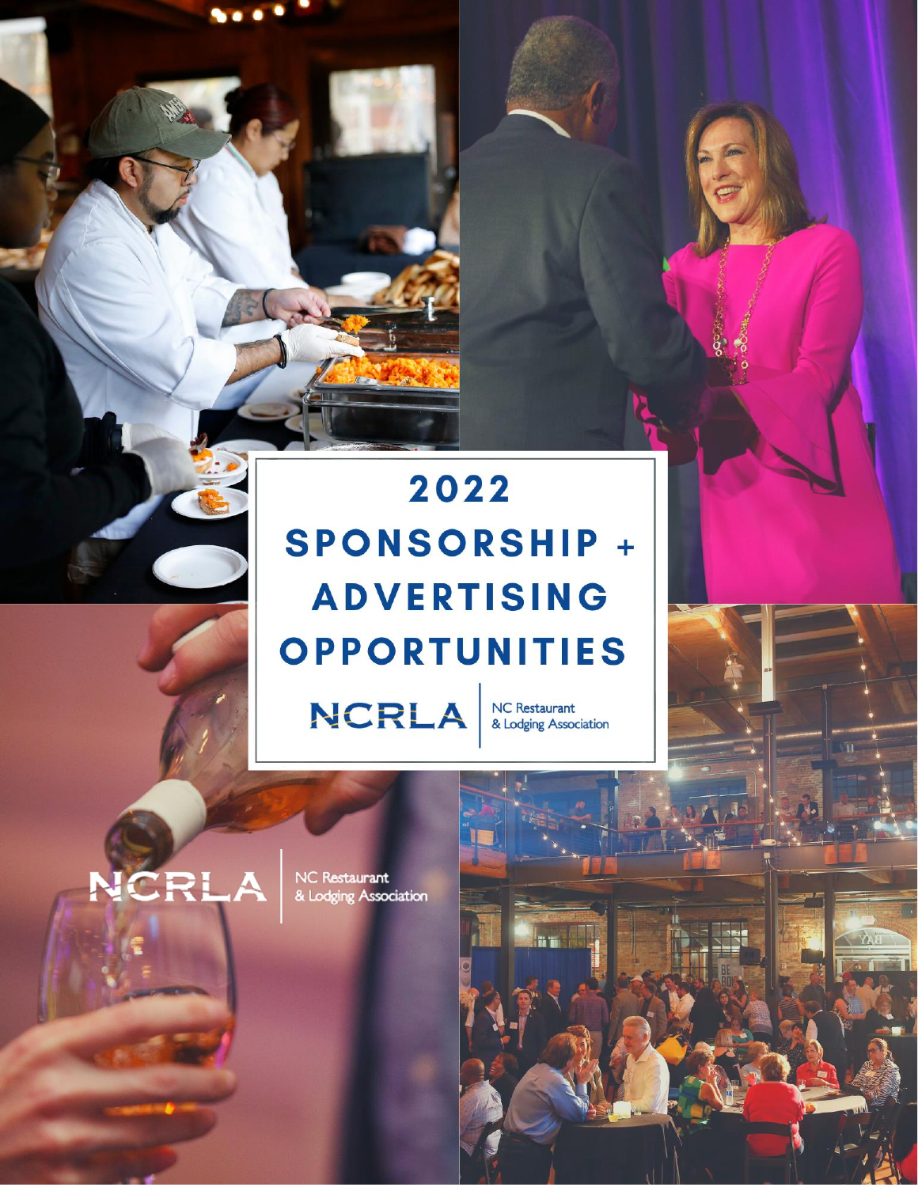# 2022 SPONSORSHIP + ADVERTISING OPPORTUNITIES

NCRLA | NC Restaurant & Lodging Association

NCRLA | NC Restaurant & Lodging Association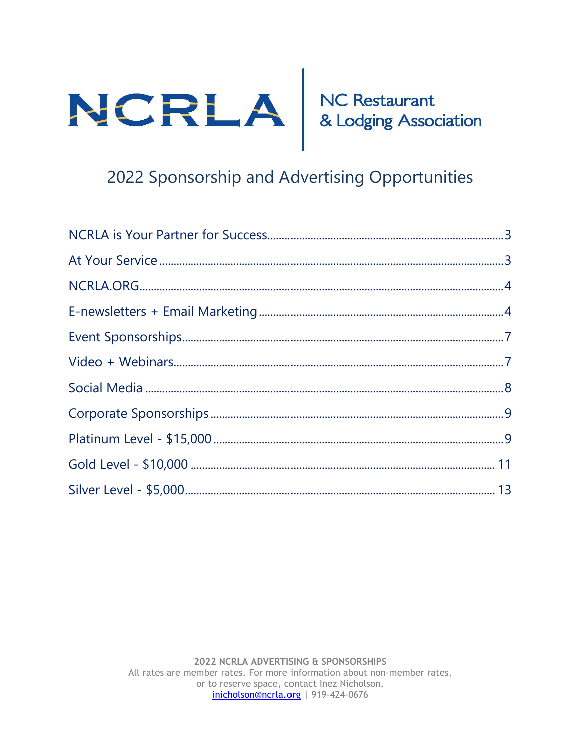# NCRLA | NC Restaurant & Lodging Association

## 2022 Sponsorship and Advertising Opportunities

NCRLA is Your Partner for Success .......... 3
At Your Service .......... 3
NCRLA.ORG .......... 4
E-newsletters + Email Marketing .......... 4
Event Sponsorships .......... 7
Video + Webinars .......... 7
Social Media .......... 8
Corporate Sponsorships .......... 9
Platinum Level - $15,000 .......... 9
Gold Level - $10,000 .......... 11
Silver Level - $5,000 .......... 13

**2022 NCRLA ADVERTISING & SPONSORSHIPS**
All rates are member rates. For more information about non-member rates, or to reserve space, contact Inez Nicholson.
inicholson@ncrla.org | 919-424-0676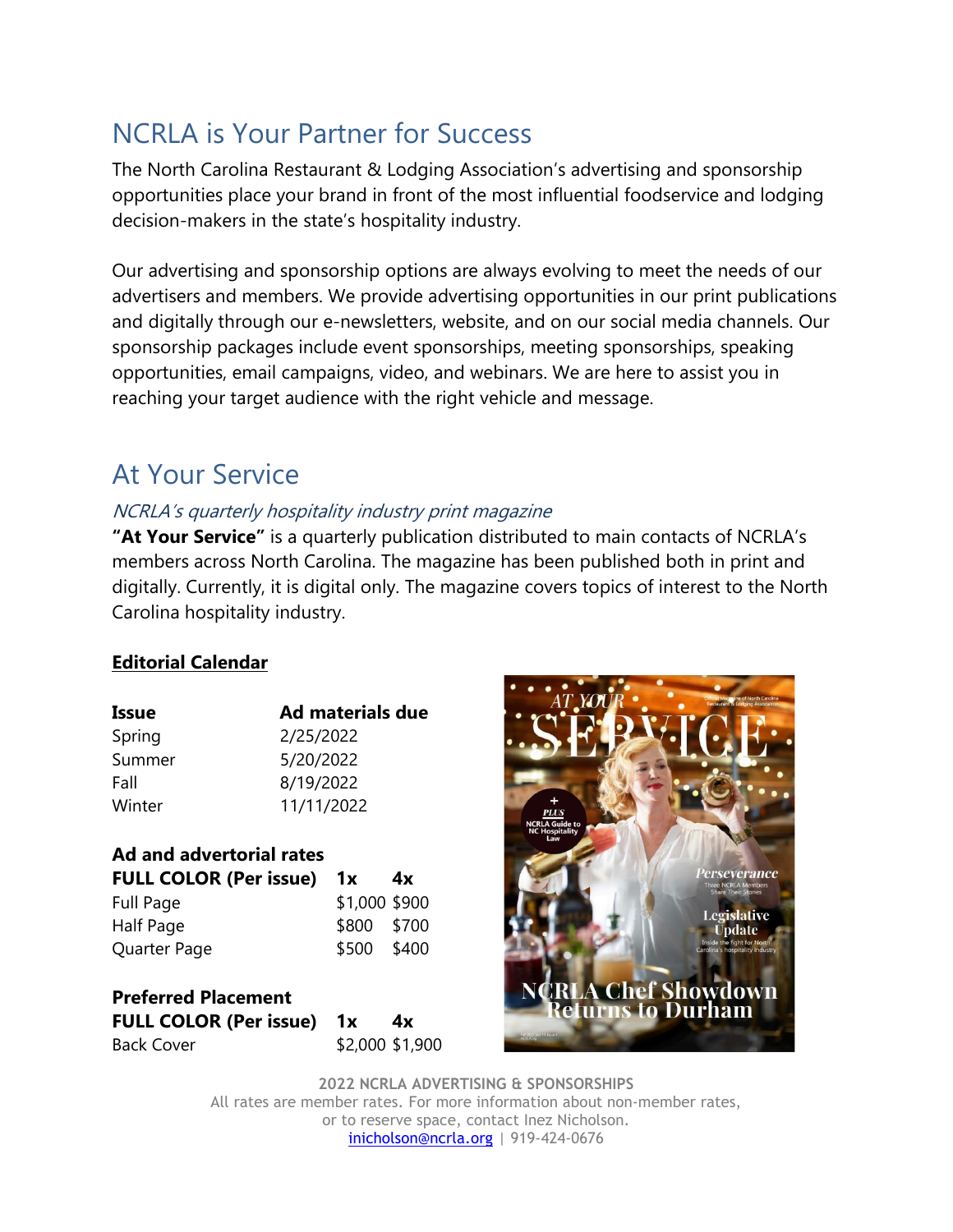## NCRLA is Your Partner for Success

The North Carolina Restaurant & Lodging Association's advertising and sponsorship opportunities place your brand in front of the most influential foodservice and lodging decision-makers in the state's hospitality industry.

Our advertising and sponsorship options are always evolving to meet the needs of our advertisers and members. We provide advertising opportunities in our print publications and digitally through our e-newsletters, website, and on our social media channels. Our sponsorship packages include event sponsorships, meeting sponsorships, speaking opportunities, email campaigns, video, and webinars. We are here to assist you in reaching your target audience with the right vehicle and message.

## At Your Service

*NCRLA's quarterly hospitality industry print magazine*

**"At Your Service"** is a quarterly publication distributed to main contacts of NCRLA's members across North Carolina. The magazine has been published both in print and digitally. Currently, it is digital only. The magazine covers topics of interest to the North Carolina hospitality industry.

**Editorial Calendar**

| Issue | Ad materials due |
|---|---|
| Spring | 2/25/2022 |
| Summer | 5/20/2022 |
| Fall | 8/19/2022 |
| Winter | 11/11/2022 |

**Ad and advertorial rates**

| FULL COLOR (Per issue) | 1x | 4x |
|---|---|---|
| Full Page | $1,000 | $900 |
| Half Page | $800 | $700 |
| Quarter Page | $500 | $400 |

**Preferred Placement**

| FULL COLOR (Per issue) | 1x | 4x |
|---|---|---|
| Back Cover | $2,000 | $1,900 |

**2022 NCRLA ADVERTISING & SPONSORSHIPS**
All rates are member rates. For more information about non-member rates, or to reserve space, contact Inez Nicholson.
inicholson@ncrla.org | 919-424-0676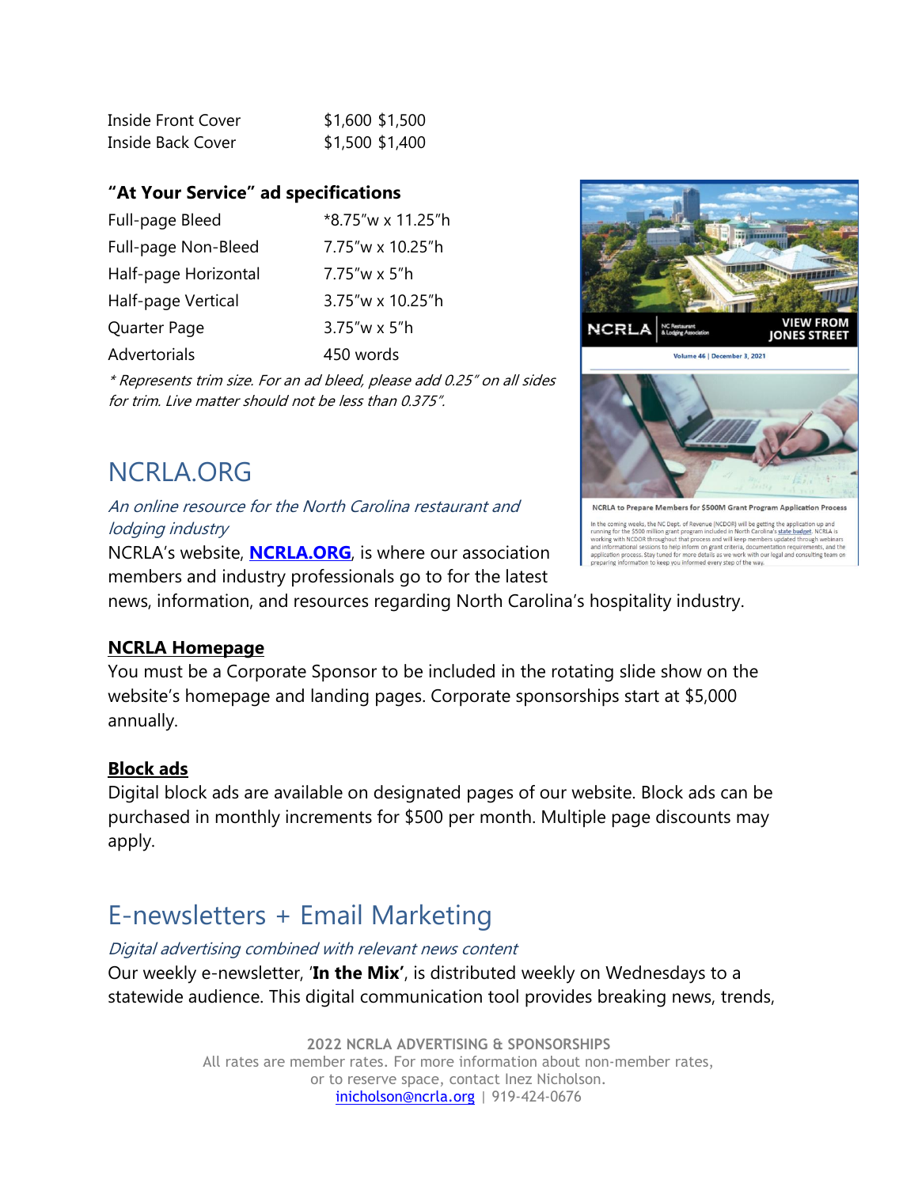| | | |
|---|---|---|
| Inside Front Cover | $1,600 | $1,500 |
| Inside Back Cover | $1,500 | $1,400 |

### "At Your Service" ad specifications

| | |
|---|---|
| Full-page Bleed | *8.75"w x 11.25"h |
| Full-page Non-Bleed | 7.75"w x 10.25"h |
| Half-page Horizontal | 7.75"w x 5"h |
| Half-page Vertical | 3.75"w x 10.25"h |
| Quarter Page | 3.75"w x 5"h |
| Advertorials | 450 words |

*\* Represents trim size. For an ad bleed, please add 0.25" on all sides for trim. Live matter should not be less than 0.375".*

## NCRLA.ORG

*An online resource for the North Carolina restaurant and lodging industry*

NCRLA's website, **NCRLA.ORG**, is where our association members and industry professionals go to for the latest news, information, and resources regarding North Carolina's hospitality industry.

**NCRLA Homepage**

You must be a Corporate Sponsor to be included in the rotating slide show on the website's homepage and landing pages. Corporate sponsorships start at $5,000 annually.

**Block ads**

Digital block ads are available on designated pages of our website. Block ads can be purchased in monthly increments for $500 per month. Multiple page discounts may apply.

## E-newsletters + Email Marketing

*Digital advertising combined with relevant news content*

Our weekly e-newsletter, '**In the Mix'**, is distributed weekly on Wednesdays to a statewide audience. This digital communication tool provides breaking news, trends,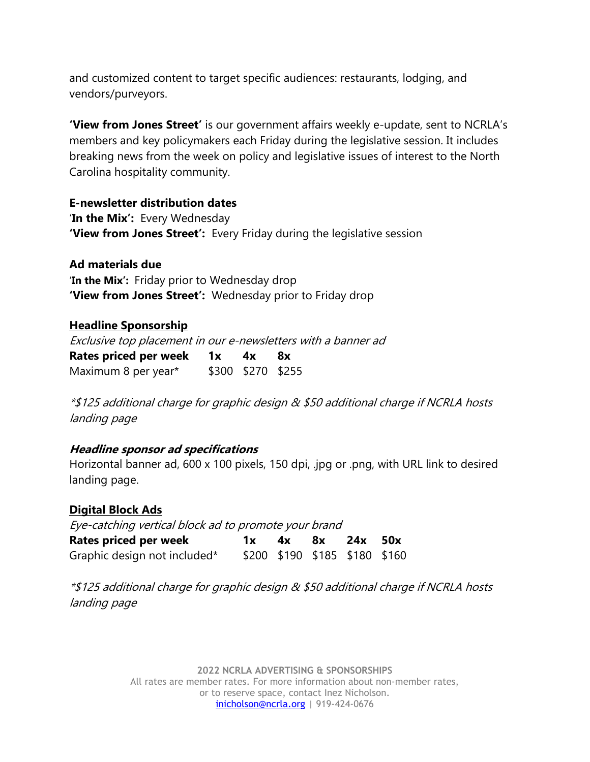and customized content to target specific audiences: restaurants, lodging, and vendors/purveyors.

**'View from Jones Street'** is our government affairs weekly e-update, sent to NCRLA's members and key policymakers each Friday during the legislative session. It includes breaking news from the week on policy and legislative issues of interest to the North Carolina hospitality community.

**E-newsletter distribution dates**
'**In the Mix':** Every Wednesday
**'View from Jones Street':** Every Friday during the legislative session

**Ad materials due**
'**In the Mix':** Friday prior to Wednesday drop
**'View from Jones Street':** Wednesday prior to Friday drop

## Headline Sponsorship

*Exclusive top placement in our e-newsletters with a banner ad*

| Rates priced per week | 1x | 4x | 8x |
|---|---|---|---|
| Maximum 8 per year* | $300 | $270 | $255 |

*\*$125 additional charge for graphic design & $50 additional charge if NCRLA hosts landing page*

### *Headline sponsor ad specifications*

Horizontal banner ad, 600 x 100 pixels, 150 dpi, .jpg or .png, with URL link to desired landing page.

## Digital Block Ads

*Eye-catching vertical block ad to promote your brand*

| Rates priced per week | 1x | 4x | 8x | 24x | 50x |
|---|---|---|---|---|---|
| Graphic design not included* | $200 | $190 | $185 | $180 | $160 |

*\*$125 additional charge for graphic design & $50 additional charge if NCRLA hosts landing page*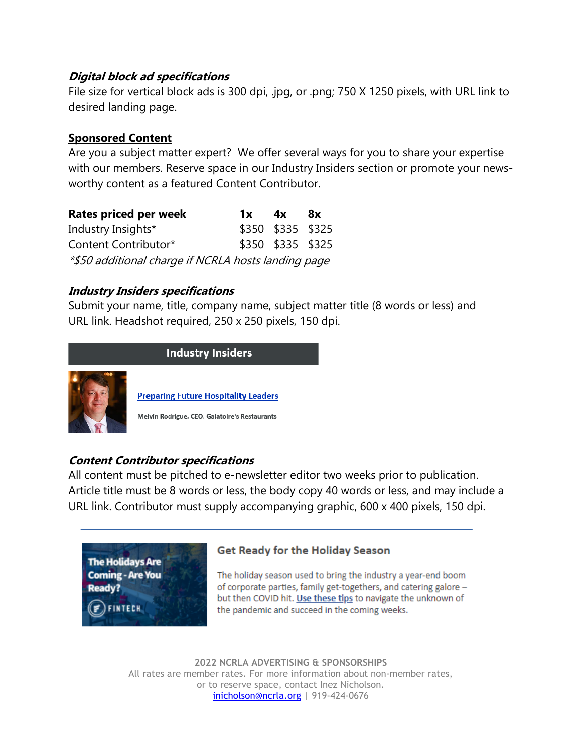### ***Digital block ad specifications***

File size for vertical block ads is 300 dpi, .jpg, or .png; 750 X 1250 pixels, with URL link to desired landing page.

## **Sponsored Content**

Are you a subject matter expert? We offer several ways for you to share your expertise with our members. Reserve space in our Industry Insiders section or promote your news-worthy content as a featured Content Contributor.

| Rates priced per week | 1x | 4x | 8x |
|---|---|---|---|
| Industry Insights* | $350 | $335 | $325 |
| Content Contributor* | $350 | $335 | $325 |

*\*$50 additional charge if NCRLA hosts landing page*

### ***Industry Insiders specifications***

Submit your name, title, company name, subject matter title (8 words or less) and URL link. Headshot required, 250 x 250 pixels, 150 dpi.

**Industry Insiders**

Preparing Future Hospitality Leaders

Melvin Rodrigue, CEO, Galatoire's Restaurants

### ***Content Contributor specifications***

All content must be pitched to e-newsletter editor two weeks prior to publication. Article title must be 8 words or less, the body copy 40 words or less, and may include a URL link. Contributor must supply accompanying graphic, 600 x 400 pixels, 150 dpi.

---

The Holidays Are Coming - Are You Ready? FINTECH

**Get Ready for the Holiday Season**

The holiday season used to bring the industry a year-end boom of corporate parties, family get-togethers, and catering galore – but then COVID hit. Use these tips to navigate the unknown of the pandemic and succeed in the coming weeks.

2022 NCRLA ADVERTISING & SPONSORSHIPS
All rates are member rates. For more information about non-member rates, or to reserve space, contact Inez Nicholson.
inicholson@ncrla.org | 919-424-0676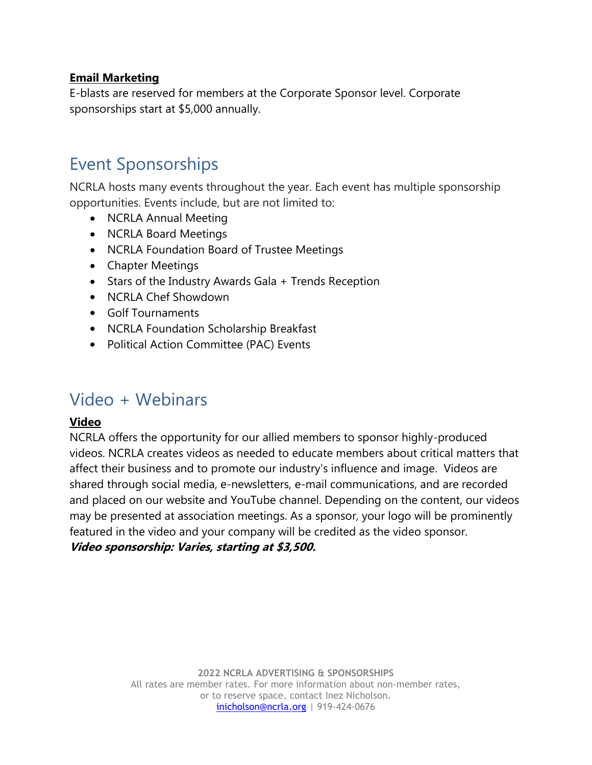**Email Marketing**

E-blasts are reserved for members at the Corporate Sponsor level. Corporate sponsorships start at $5,000 annually.

## Event Sponsorships

NCRLA hosts many events throughout the year. Each event has multiple sponsorship opportunities. Events include, but are not limited to:

- NCRLA Annual Meeting
- NCRLA Board Meetings
- NCRLA Foundation Board of Trustee Meetings
- Chapter Meetings
- Stars of the Industry Awards Gala + Trends Reception
- NCRLA Chef Showdown
- Golf Tournaments
- NCRLA Foundation Scholarship Breakfast
- Political Action Committee (PAC) Events

## Video + Webinars

**Video**

NCRLA offers the opportunity for our allied members to sponsor highly-produced videos. NCRLA creates videos as needed to educate members about critical matters that affect their business and to promote our industry's influence and image. Videos are shared through social media, e-newsletters, e-mail communications, and are recorded and placed on our website and YouTube channel. Depending on the content, our videos may be presented at association meetings. As a sponsor, your logo will be prominently featured in the video and your company will be credited as the video sponsor.

***Video sponsorship: Varies, starting at $3,500.***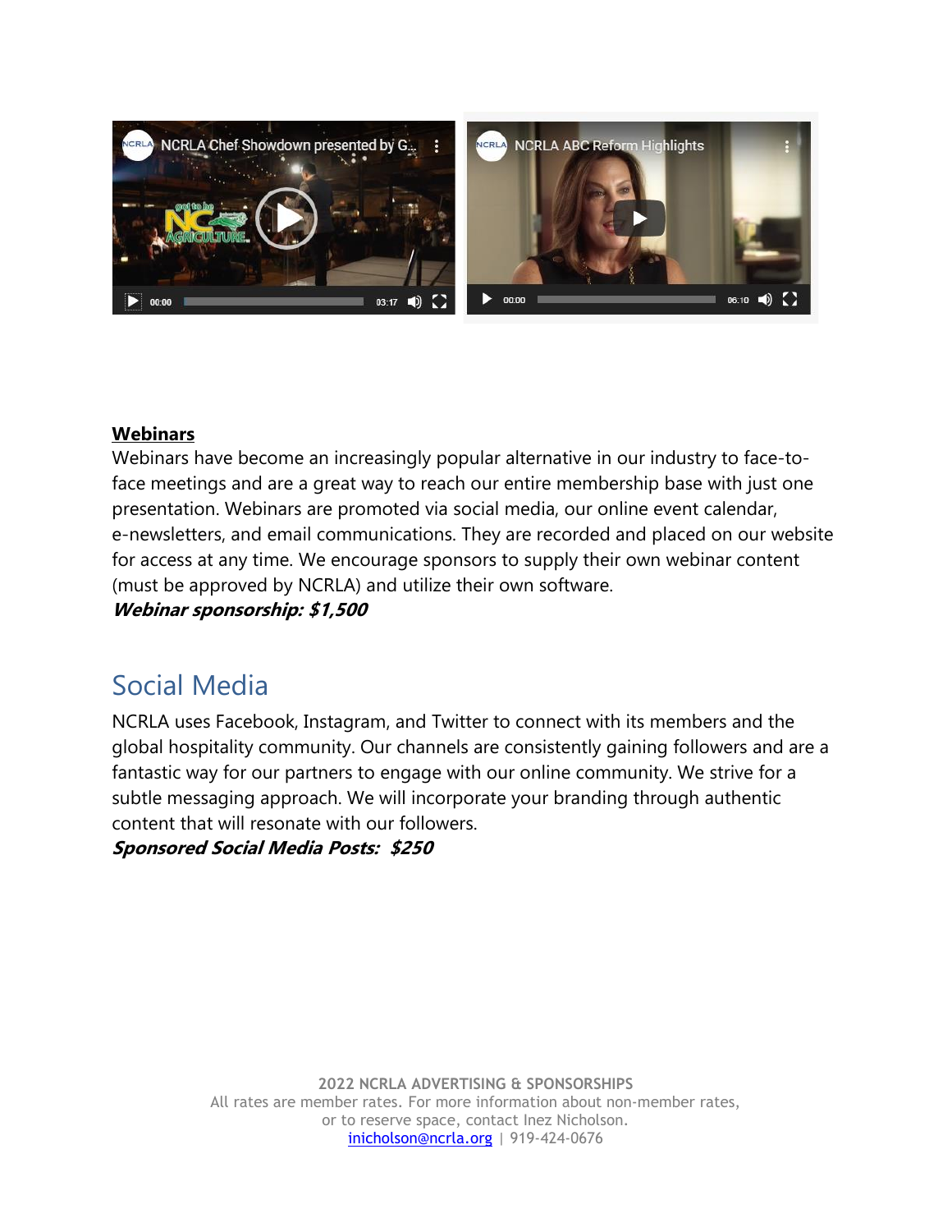**Webinars**

Webinars have become an increasingly popular alternative in our industry to face-to-face meetings and are a great way to reach our entire membership base with just one presentation. Webinars are promoted via social media, our online event calendar, e-newsletters, and email communications. They are recorded and placed on our website for access at any time. We encourage sponsors to supply their own webinar content (must be approved by NCRLA) and utilize their own software.

***Webinar sponsorship: $1,500***

# Social Media

NCRLA uses Facebook, Instagram, and Twitter to connect with its members and the global hospitality community. Our channels are consistently gaining followers and are a fantastic way for our partners to engage with our online community. We strive for a subtle messaging approach. We will incorporate your branding through authentic content that will resonate with our followers.

***Sponsored Social Media Posts: $250***

**2022 NCRLA ADVERTISING & SPONSORSHIPS**
All rates are member rates. For more information about non-member rates, or to reserve space, contact Inez Nicholson.
inicholson@ncrla.org | 919-424-0676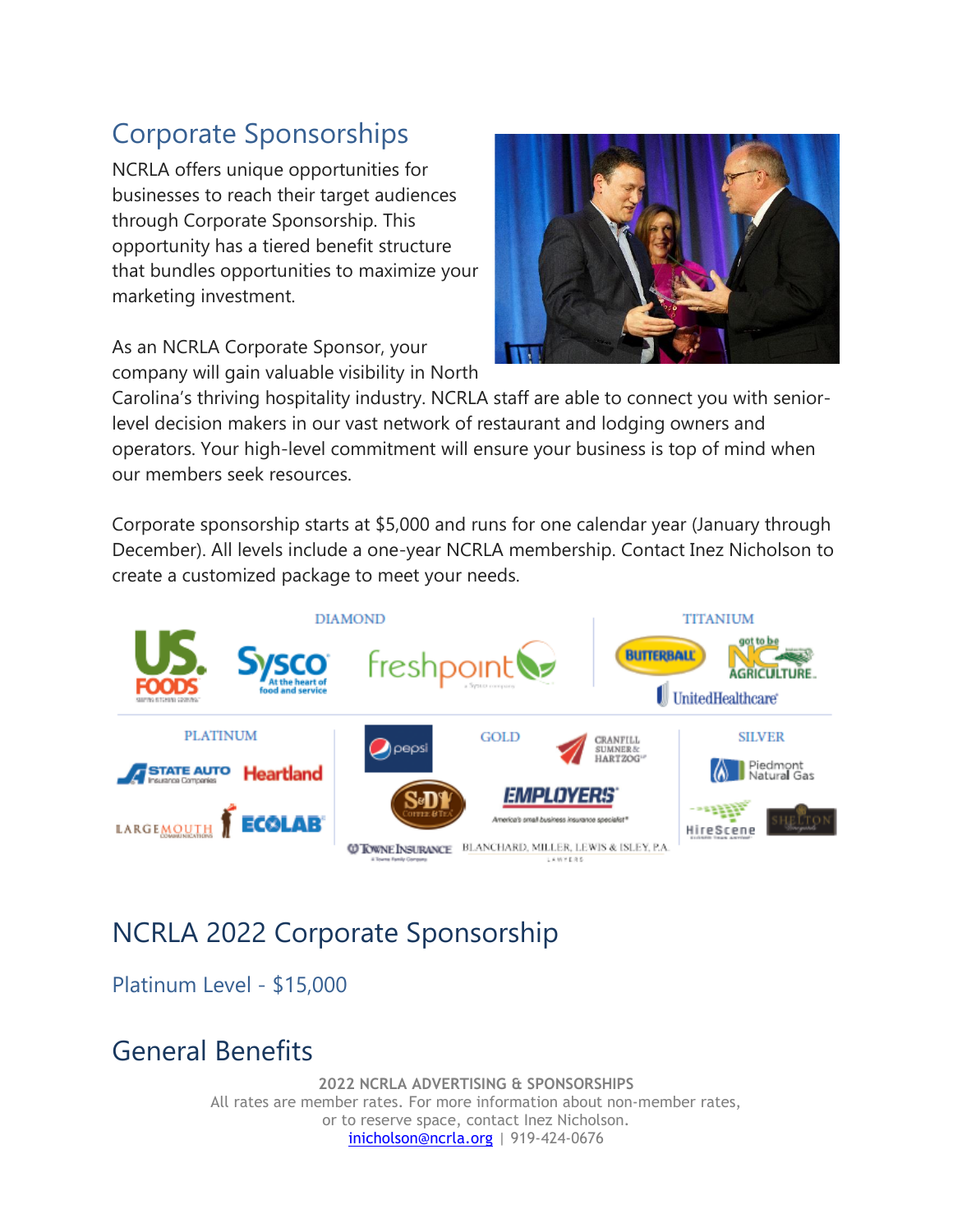## Corporate Sponsorships

NCRLA offers unique opportunities for businesses to reach their target audiences through Corporate Sponsorship. This opportunity has a tiered benefit structure that bundles opportunities to maximize your marketing investment.

As an NCRLA Corporate Sponsor, your company will gain valuable visibility in North Carolina's thriving hospitality industry. NCRLA staff are able to connect you with senior-level decision makers in our vast network of restaurant and lodging owners and operators. Your high-level commitment will ensure your business is top of mind when our members seek resources.

Corporate sponsorship starts at $5,000 and runs for one calendar year (January through December). All levels include a one-year NCRLA membership. Contact Inez Nicholson to create a customized package to meet your needs.

## NCRLA 2022 Corporate Sponsorship

### Platinum Level - $15,000

## General Benefits

**2022 NCRLA ADVERTISING & SPONSORSHIPS**
All rates are member rates. For more information about non-member rates, or to reserve space, contact Inez Nicholson.
inicholson@ncrla.org | 919-424-0676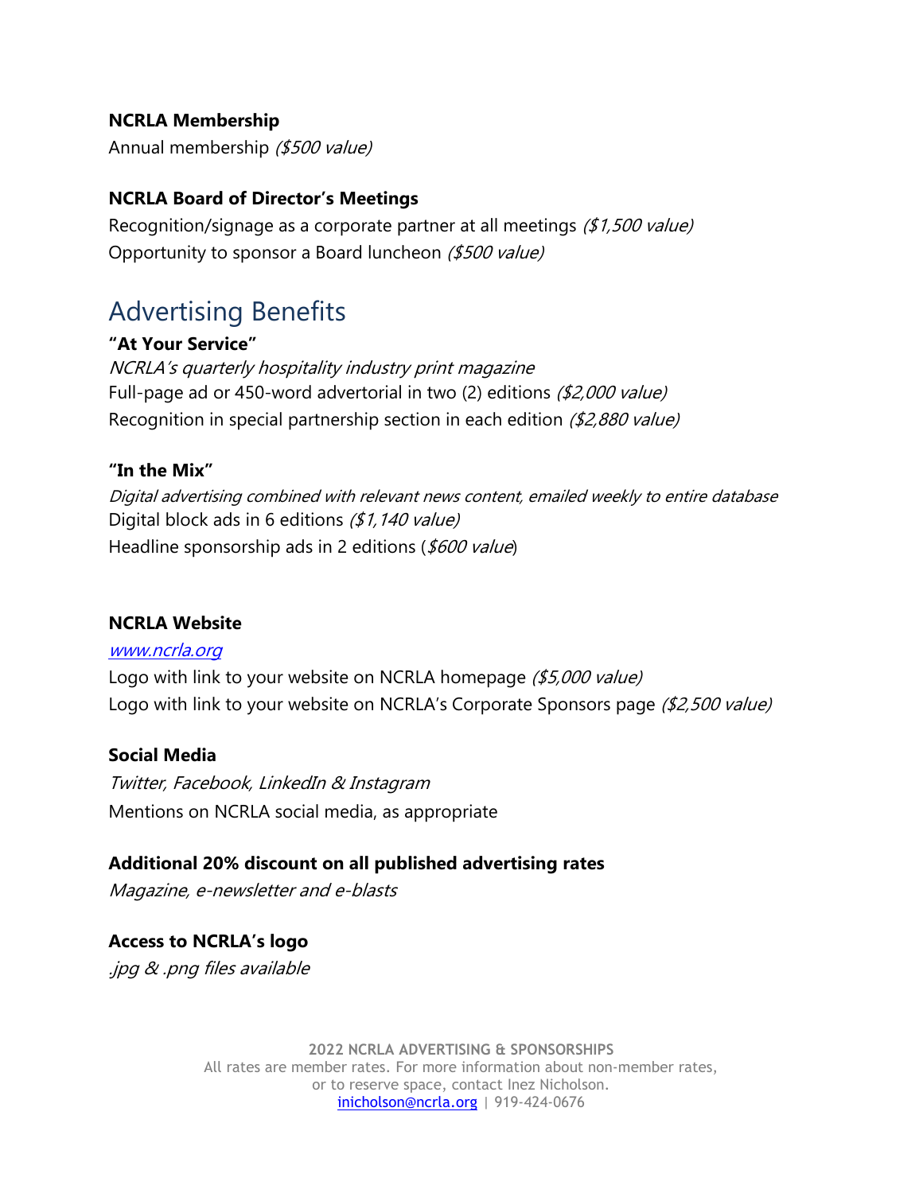**NCRLA Membership**

Annual membership *($500 value)*

**NCRLA Board of Director's Meetings**

Recognition/signage as a corporate partner at all meetings *($1,500 value)*
Opportunity to sponsor a Board luncheon *($500 value)*

## Advertising Benefits

**"At Your Service"**

*NCRLA's quarterly hospitality industry print magazine*
Full-page ad or 450-word advertorial in two (2) editions *($2,000 value)*
Recognition in special partnership section in each edition *($2,880 value)*

**"In the Mix"**

*Digital advertising combined with relevant news content, emailed weekly to entire database*
Digital block ads in 6 editions *($1,140 value)*
Headline sponsorship ads in 2 editions (*$600 value*)

**NCRLA Website**

[www.ncrla.org](http://www.ncrla.org)
Logo with link to your website on NCRLA homepage *($5,000 value)*
Logo with link to your website on NCRLA's Corporate Sponsors page *($2,500 value)*

**Social Media**

*Twitter, Facebook, LinkedIn & Instagram*
Mentions on NCRLA social media, as appropriate

**Additional 20% discount on all published advertising rates**

*Magazine, e-newsletter and e-blasts*

**Access to NCRLA's logo**

*.jpg & .png files available*

**2022 NCRLA ADVERTISING & SPONSORSHIPS**
All rates are member rates. For more information about non-member rates, or to reserve space, contact Inez Nicholson.
[inicholson@ncrla.org](mailto:inicholson@ncrla.org) | 919-424-0676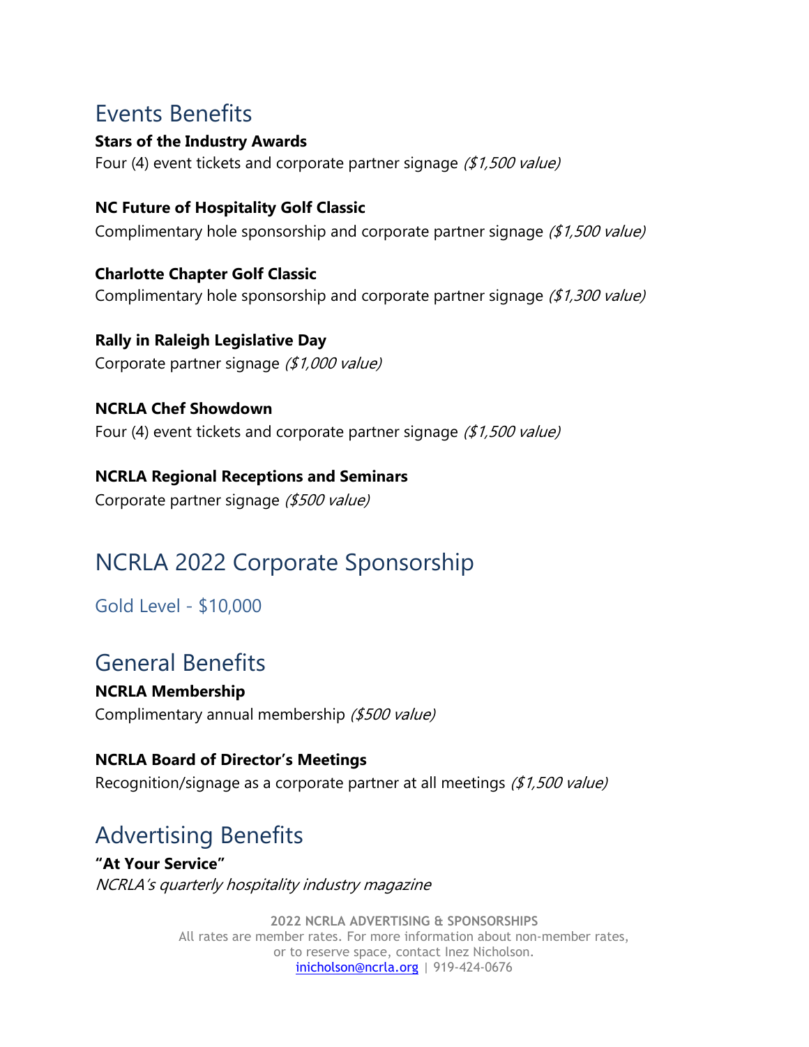## Events Benefits

**Stars of the Industry Awards**
Four (4) event tickets and corporate partner signage *($1,500 value)*

**NC Future of Hospitality Golf Classic**
Complimentary hole sponsorship and corporate partner signage *($1,500 value)*

**Charlotte Chapter Golf Classic**
Complimentary hole sponsorship and corporate partner signage *($1,300 value)*

**Rally in Raleigh Legislative Day**
Corporate partner signage *($1,000 value)*

**NCRLA Chef Showdown**
Four (4) event tickets and corporate partner signage *($1,500 value)*

**NCRLA Regional Receptions and Seminars**
Corporate partner signage *($500 value)*

# NCRLA 2022 Corporate Sponsorship

### Gold Level - $10,000

## General Benefits

**NCRLA Membership**
Complimentary annual membership *($500 value)*

**NCRLA Board of Director's Meetings**
Recognition/signage as a corporate partner at all meetings *($1,500 value)*

## Advertising Benefits

**"At Your Service"**
*NCRLA's quarterly hospitality industry magazine*

**2022 NCRLA ADVERTISING & SPONSORSHIPS**
All rates are member rates. For more information about non-member rates, or to reserve space, contact Inez Nicholson.
inicholson@ncrla.org | 919-424-0676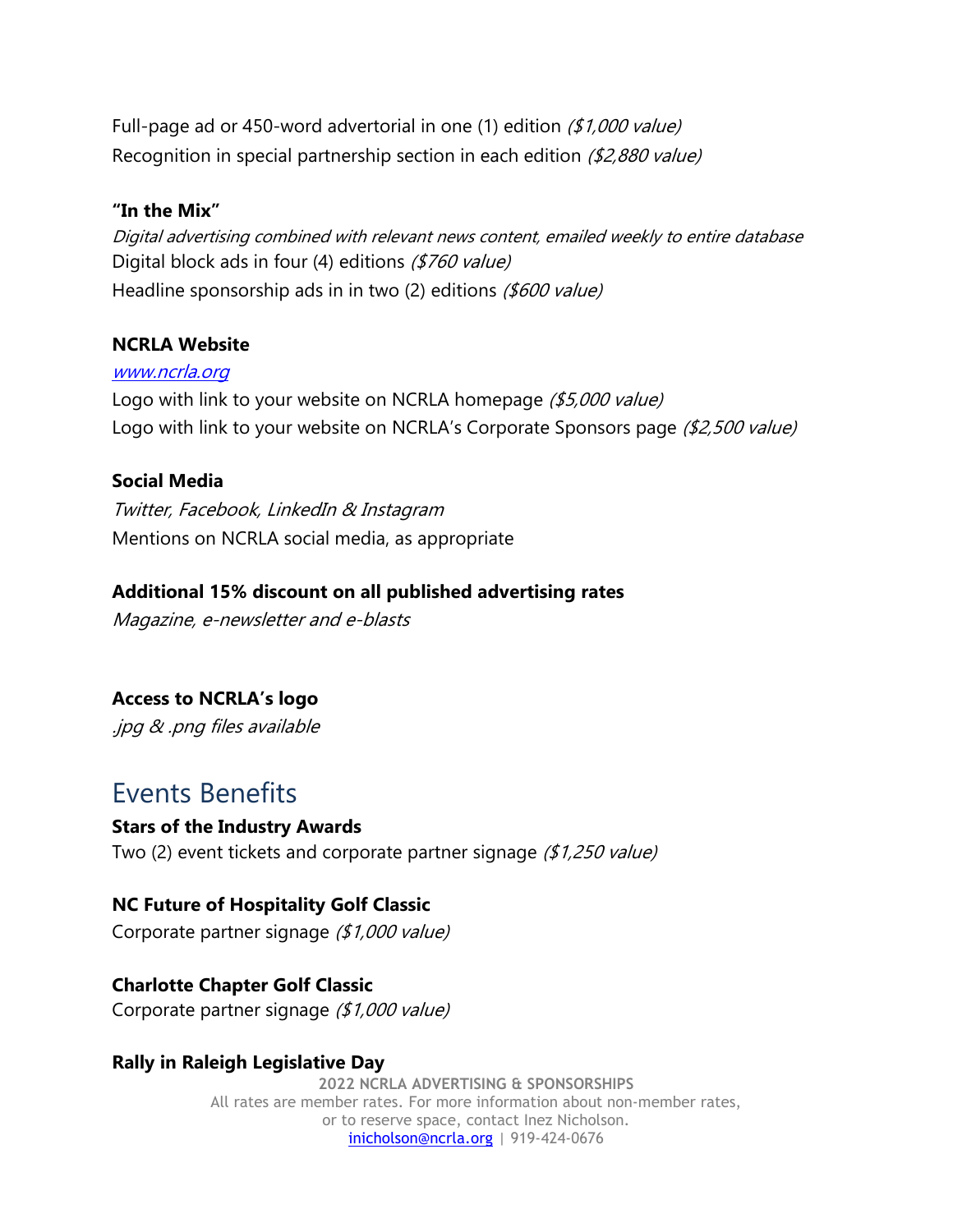Full-page ad or 450-word advertorial in one (1) edition *($1,000 value)*
Recognition in special partnership section in each edition *($2,880 value)*

**"In the Mix"**
*Digital advertising combined with relevant news content, emailed weekly to entire database*
Digital block ads in four (4) editions *($760 value)*
Headline sponsorship ads in in two (2) editions *($600 value)*

**NCRLA Website**
*www.ncrla.org*
Logo with link to your website on NCRLA homepage *($5,000 value)*
Logo with link to your website on NCRLA's Corporate Sponsors page *($2,500 value)*

**Social Media**
*Twitter, Facebook, LinkedIn & Instagram*
Mentions on NCRLA social media, as appropriate

**Additional 15% discount on all published advertising rates**
*Magazine, e-newsletter and e-blasts*

**Access to NCRLA's logo**
*.jpg & .png files available*

## Events Benefits

**Stars of the Industry Awards**
Two (2) event tickets and corporate partner signage *($1,250 value)*

**NC Future of Hospitality Golf Classic**
Corporate partner signage *($1,000 value)*

**Charlotte Chapter Golf Classic**
Corporate partner signage *($1,000 value)*

**Rally in Raleigh Legislative Day**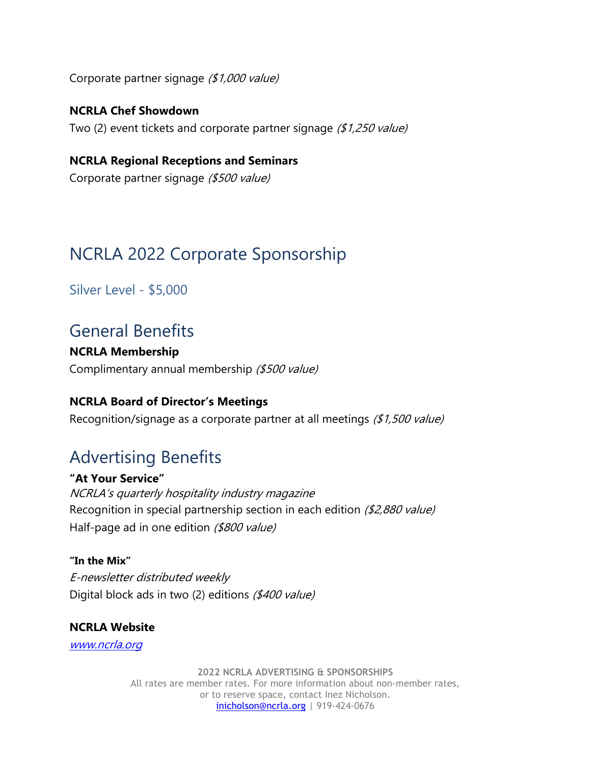Corporate partner signage *($1,000 value)*

**NCRLA Chef Showdown**
Two (2) event tickets and corporate partner signage *($1,250 value)*

**NCRLA Regional Receptions and Seminars**
Corporate partner signage *($500 value)*

# NCRLA 2022 Corporate Sponsorship

## Silver Level - $5,000

## General Benefits

**NCRLA Membership**
Complimentary annual membership *($500 value)*

**NCRLA Board of Director's Meetings**
Recognition/signage as a corporate partner at all meetings *($1,500 value)*

## Advertising Benefits

**"At Your Service"**
*NCRLA's quarterly hospitality industry magazine*
Recognition in special partnership section in each edition *($2,880 value)*
Half-page ad in one edition *($800 value)*

**"In the Mix"**
*E-newsletter distributed weekly*
Digital block ads in two (2) editions *($400 value)*

**NCRLA Website**
*www.ncrla.org*

**2022 NCRLA ADVERTISING & SPONSORSHIPS**
All rates are member rates. For more information about non-member rates, or to reserve space, contact Inez Nicholson.
inicholson@ncrla.org | 919-424-0676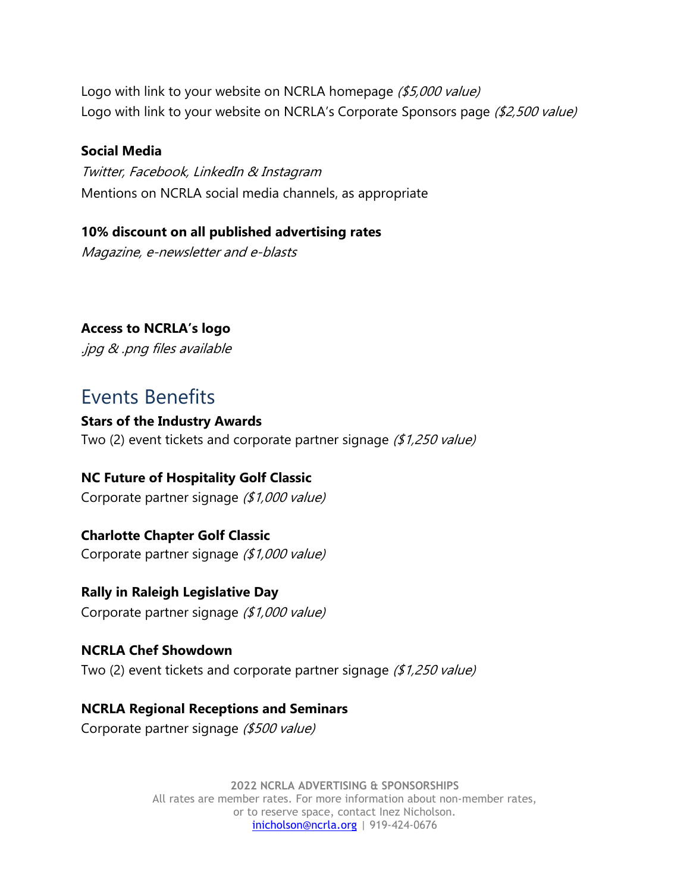Logo with link to your website on NCRLA homepage *($5,000 value)*
Logo with link to your website on NCRLA's Corporate Sponsors page *($2,500 value)*

**Social Media**
*Twitter, Facebook, LinkedIn & Instagram*
Mentions on NCRLA social media channels, as appropriate

**10% discount on all published advertising rates**
*Magazine, e-newsletter and e-blasts*

**Access to NCRLA's logo**
*.jpg & .png files available*

## Events Benefits

**Stars of the Industry Awards**
Two (2) event tickets and corporate partner signage *($1,250 value)*

**NC Future of Hospitality Golf Classic**
Corporate partner signage *($1,000 value)*

**Charlotte Chapter Golf Classic**
Corporate partner signage *($1,000 value)*

**Rally in Raleigh Legislative Day**
Corporate partner signage *($1,000 value)*

**NCRLA Chef Showdown**
Two (2) event tickets and corporate partner signage *($1,250 value)*

**NCRLA Regional Receptions and Seminars**
Corporate partner signage *($500 value)*

**2022 NCRLA ADVERTISING & SPONSORSHIPS**
All rates are member rates. For more information about non-member rates, or to reserve space, contact Inez Nicholson.
inicholson@ncrla.org | 919-424-0676